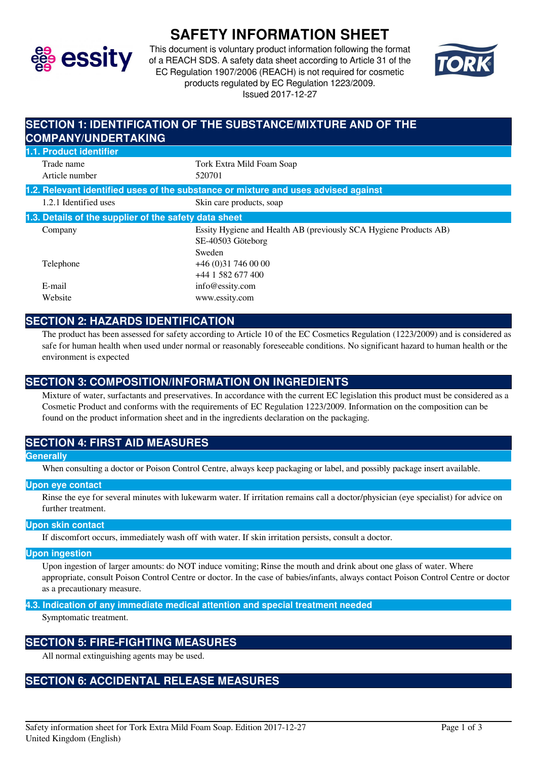# SAFETY INFORMATION SHEET

This document is voluntary product information following the format of a REACH SDS. A safety data sheet according to Article 31 of the EC Regulation 1907/2006 (REACH) is not required for cosmetic products regulated by EC Regulation 1223/2009.
Issued 2017-12-27

## SECTION 1: IDENTIFICATION OF THE SUBSTANCE/MIXTURE AND OF THE COMPANY/UNDERTAKING

### 1.1. Product identifier

| | |
|---|---|
| Trade name | Tork Extra Mild Foam Soap |
| Article number | 520701 |

### 1.2. Relevant identified uses of the substance or mixture and uses advised against

| | |
|---|---|
| 1.2.1 Identified uses | Skin care products, soap |

### 1.3. Details of the supplier of the safety data sheet

| | |
|---|---|
| Company | Essity Hygiene and Health AB (previously SCA Hygiene Products AB)<br>SE-40503 Göteborg<br>Sweden |
| Telephone | +46 (0)31 746 00 00<br>+44 1 582 677 400 |
| E-mail | info@essity.com |
| Website | www.essity.com |

## SECTION 2: HAZARDS IDENTIFICATION

The product has been assessed for safety according to Article 10 of the EC Cosmetics Regulation (1223/2009) and is considered as safe for human health when used under normal or reasonably foreseeable conditions. No significant hazard to human health or the environment is expected

## SECTION 3: COMPOSITION/INFORMATION ON INGREDIENTS

Mixture of water, surfactants and preservatives. In accordance with the current EC legislation this product must be considered as a Cosmetic Product and conforms with the requirements of EC Regulation 1223/2009. Information on the composition can be found on the product information sheet and in the ingredients declaration on the packaging.

## SECTION 4: FIRST AID MEASURES

### Generally

When consulting a doctor or Poison Control Centre, always keep packaging or label, and possibly package insert available.

### Upon eye contact

Rinse the eye for several minutes with lukewarm water. If irritation remains call a doctor/physician (eye specialist) for advice on further treatment.

### Upon skin contact

If discomfort occurs, immediately wash off with water. If skin irritation persists, consult a doctor.

### Upon ingestion

Upon ingestion of larger amounts: do NOT induce vomiting; Rinse the mouth and drink about one glass of water. Where appropriate, consult Poison Control Centre or doctor. In the case of babies/infants, always contact Poison Control Centre or doctor as a precautionary measure.

### 4.3. Indication of any immediate medical attention and special treatment needed

Symptomatic treatment.

## SECTION 5: FIRE-FIGHTING MEASURES

All normal extinguishing agents may be used.

## SECTION 6: ACCIDENTAL RELEASE MEASURES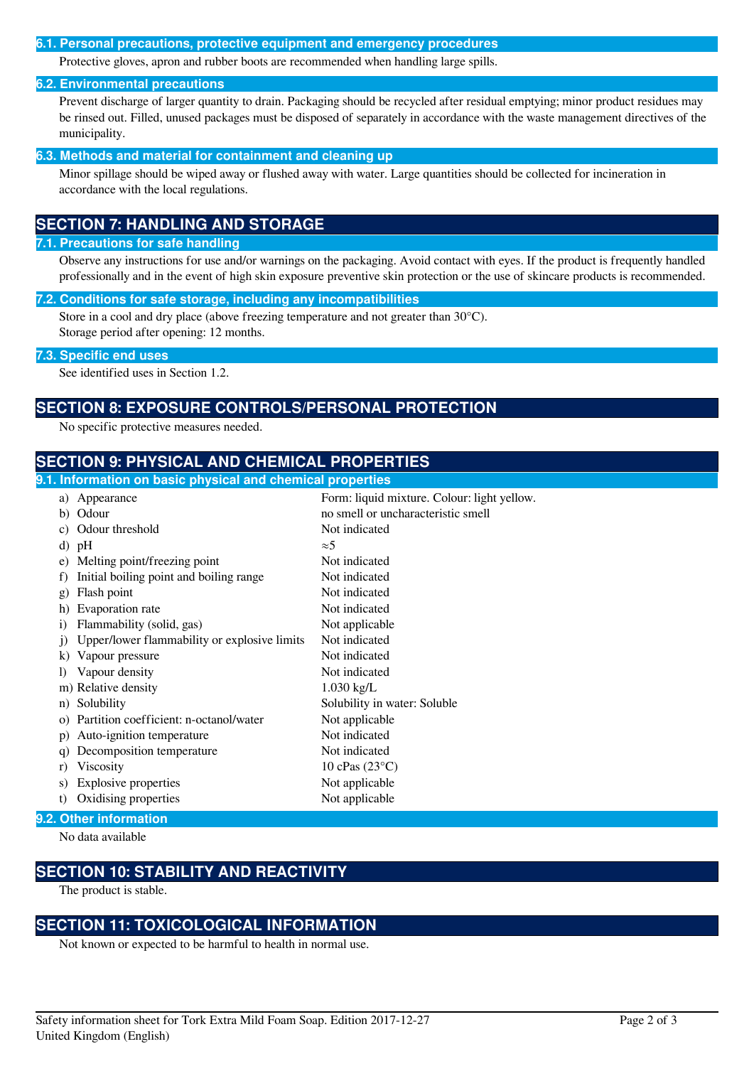### 6.1. Personal precautions, protective equipment and emergency procedures

Protective gloves, apron and rubber boots are recommended when handling large spills.

### 6.2. Environmental precautions

Prevent discharge of larger quantity to drain. Packaging should be recycled after residual emptying; minor product residues may be rinsed out. Filled, unused packages must be disposed of separately in accordance with the waste management directives of the municipality.

### 6.3. Methods and material for containment and cleaning up

Minor spillage should be wiped away or flushed away with water. Large quantities should be collected for incineration in accordance with the local regulations.

## SECTION 7: HANDLING AND STORAGE

### 7.1. Precautions for safe handling

Observe any instructions for use and/or warnings on the packaging. Avoid contact with eyes. If the product is frequently handled professionally and in the event of high skin exposure preventive skin protection or the use of skincare products is recommended.

### 7.2. Conditions for safe storage, including any incompatibilities

Store in a cool and dry place (above freezing temperature and not greater than 30°C).
Storage period after opening: 12 months.

### 7.3. Specific end uses

See identified uses in Section 1.2.

## SECTION 8: EXPOSURE CONTROLS/PERSONAL PROTECTION

No specific protective measures needed.

## SECTION 9: PHYSICAL AND CHEMICAL PROPERTIES

### 9.1. Information on basic physical and chemical properties

| Property | Value |
|---|---|
| a) Appearance | Form: liquid mixture. Colour: light yellow. |
| b) Odour | no smell or uncharacteristic smell |
| c) Odour threshold | Not indicated |
| d) pH | ≈5 |
| e) Melting point/freezing point | Not indicated |
| f) Initial boiling point and boiling range | Not indicated |
| g) Flash point | Not indicated |
| h) Evaporation rate | Not indicated |
| i) Flammability (solid, gas) | Not applicable |
| j) Upper/lower flammability or explosive limits | Not indicated |
| k) Vapour pressure | Not indicated |
| l) Vapour density | Not indicated |
| m) Relative density | 1.030 kg/L |
| n) Solubility | Solubility in water: Soluble |
| o) Partition coefficient: n-octanol/water | Not applicable |
| p) Auto-ignition temperature | Not indicated |
| q) Decomposition temperature | Not indicated |
| r) Viscosity | 10 cPas (23°C) |
| s) Explosive properties | Not applicable |
| t) Oxidising properties | Not applicable |

### 9.2. Other information

No data available

## SECTION 10: STABILITY AND REACTIVITY

The product is stable.

## SECTION 11: TOXICOLOGICAL INFORMATION

Not known or expected to be harmful to health in normal use.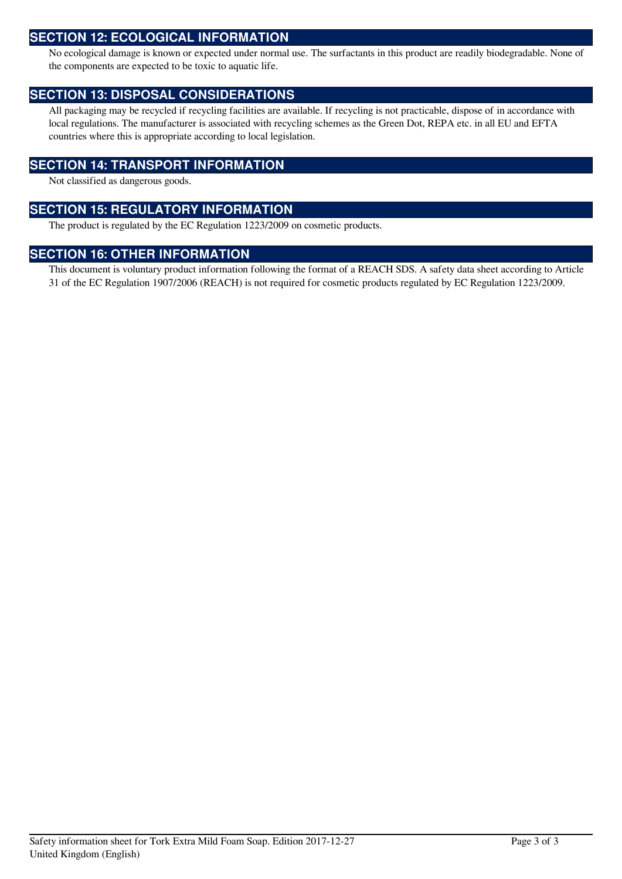## SECTION 12: ECOLOGICAL INFORMATION

No ecological damage is known or expected under normal use. The surfactants in this product are readily biodegradable. None of the components are expected to be toxic to aquatic life.

## SECTION 13: DISPOSAL CONSIDERATIONS

All packaging may be recycled if recycling facilities are available. If recycling is not practicable, dispose of in accordance with local regulations. The manufacturer is associated with recycling schemes as the Green Dot, REPA etc. in all EU and EFTA countries where this is appropriate according to local legislation.

## SECTION 14: TRANSPORT INFORMATION

Not classified as dangerous goods.

## SECTION 15: REGULATORY INFORMATION

The product is regulated by the EC Regulation 1223/2009 on cosmetic products.

## SECTION 16: OTHER INFORMATION

This document is voluntary product information following the format of a REACH SDS. A safety data sheet according to Article 31 of the EC Regulation 1907/2006 (REACH) is not required for cosmetic products regulated by EC Regulation 1223/2009.